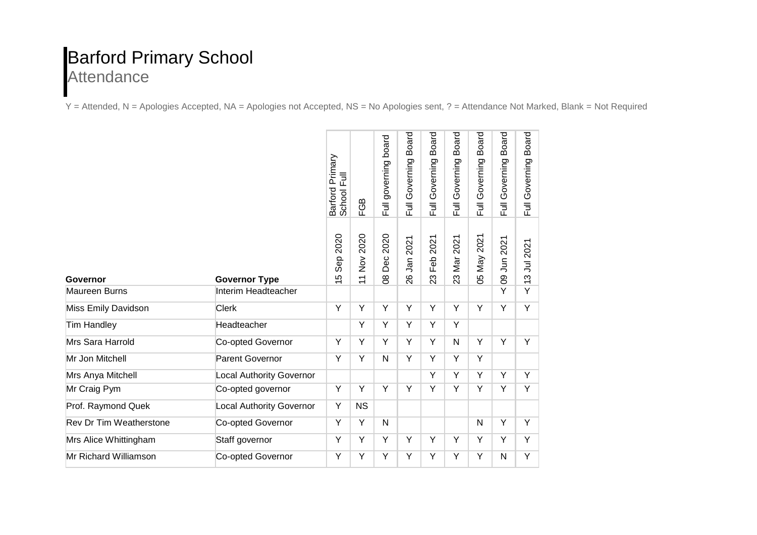# Barford Primary School

## Attendance

Y = Attended, N = Apologies Accepted, NA = Apologies not Accepted, NS = No Apologies sent, ? = Attendance Not Marked, Blank = Not Required

| Governor | Governor Type | Barford Primary School Full | FGB | Full governing board | Full Governing Board | Full Governing Board | Full Governing Board | Full Governing Board | Full Governing Board | Full Governing Board |
|---|---|---|---|---|---|---|---|---|---|---|
| | | 15 Sep 2020 | 11 Nov 2020 | 08 Dec 2020 | 26 Jan 2021 | 23 Feb 2021 | 23 Mar 2021 | 05 May 2021 | 09 Jun 2021 | 13 Jul 2021 |
| Maureen Burns | Interim Headteacher | | | | | | | | Y | Y |
| Miss Emily Davidson | Clerk | Y | Y | Y | Y | Y | Y | Y | Y | Y |
| Tim Handley | Headteacher | | Y | Y | Y | Y | Y | | | |
| Mrs Sara Harrold | Co-opted Governor | Y | Y | Y | Y | Y | N | Y | Y | Y |
| Mr Jon Mitchell | Parent Governor | Y | Y | N | Y | Y | Y | Y | | |
| Mrs Anya Mitchell | Local Authority Governor | | | | | Y | Y | Y | Y | Y |
| Mr Craig Pym | Co-opted governor | Y | Y | Y | Y | Y | Y | Y | Y | Y |
| Prof. Raymond Quek | Local Authority Governor | Y | NS | | | | | | | |
| Rev Dr Tim Weatherstone | Co-opted Governor | Y | Y | N | | | | N | Y | Y |
| Mrs Alice Whittingham | Staff governor | Y | Y | Y | Y | Y | Y | Y | Y | Y |
| Mr Richard Williamson | Co-opted Governor | Y | Y | Y | Y | Y | Y | Y | N | Y |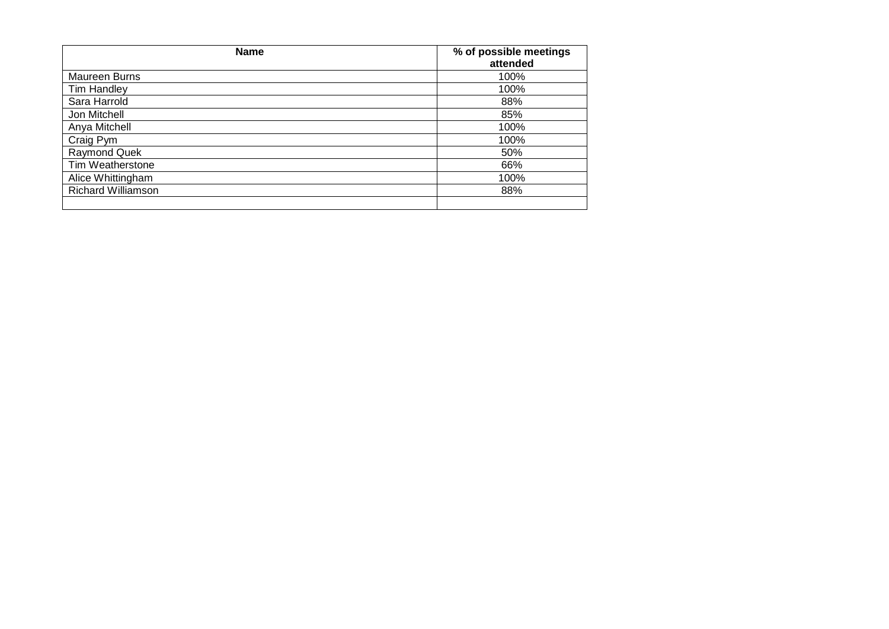| Name | % of possible meetings attended |
|---|---|
| Maureen Burns | 100% |
| Tim Handley | 100% |
| Sara Harrold | 88% |
| Jon Mitchell | 85% |
| Anya Mitchell | 100% |
| Craig Pym | 100% |
| Raymond Quek | 50% |
| Tim Weatherstone | 66% |
| Alice Whittingham | 100% |
| Richard Williamson | 88% |
| | |